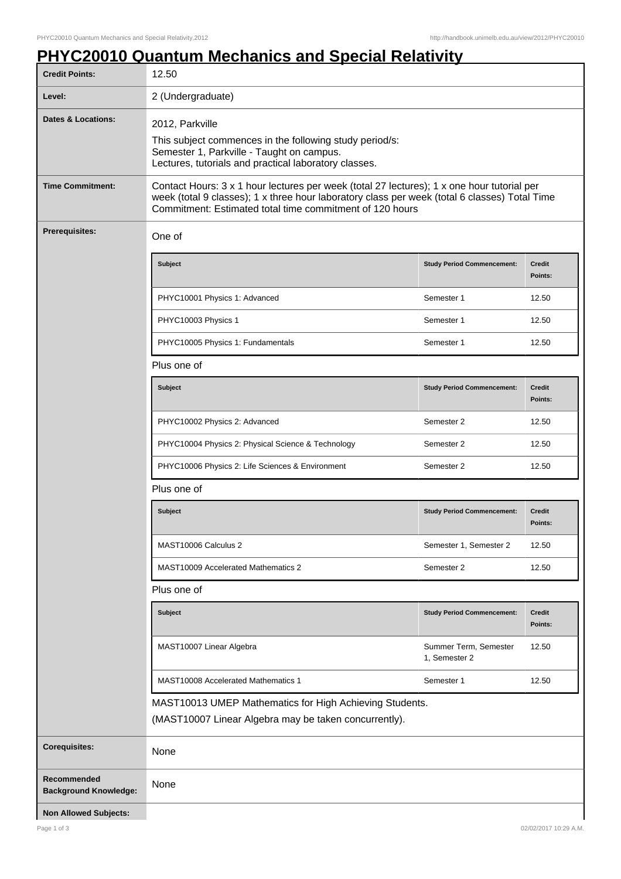# PHYC20010 Quantum Mechanics and Special Relativity

| | |
|---|---|
| **Credit Points:** | 12.50 |
| **Level:** | 2 (Undergraduate) |
| **Dates & Locations:** | 2012, Parkville<br>This subject commences in the following study period/s:<br>Semester 1, Parkville - Taught on campus.<br>Lectures, tutorials and practical laboratory classes. |
| **Time Commitment:** | Contact Hours: 3 x 1 hour lectures per week (total 27 lectures); 1 x one hour tutorial per week (total 9 classes); 1 x three hour laboratory class per week (total 6 classes) Total Time Commitment: Estimated total time commitment of 120 hours |

**Prerequisites:**

One of

| Subject | Study Period Commencement: | Credit Points: |
|---|---|---|
| PHYC10001 Physics 1: Advanced | Semester 1 | 12.50 |
| PHYC10003 Physics 1 | Semester 1 | 12.50 |
| PHYC10005 Physics 1: Fundamentals | Semester 1 | 12.50 |

Plus one of

| Subject | Study Period Commencement: | Credit Points: |
|---|---|---|
| PHYC10002 Physics 2: Advanced | Semester 2 | 12.50 |
| PHYC10004 Physics 2: Physical Science & Technology | Semester 2 | 12.50 |
| PHYC10006 Physics 2: Life Sciences & Environment | Semester 2 | 12.50 |

Plus one of

| Subject | Study Period Commencement: | Credit Points: |
|---|---|---|
| MAST10006 Calculus 2 | Semester 1, Semester 2 | 12.50 |
| MAST10009 Accelerated Mathematics 2 | Semester 2 | 12.50 |

Plus one of

| Subject | Study Period Commencement: | Credit Points: |
|---|---|---|
| MAST10007 Linear Algebra | Summer Term, Semester 1, Semester 2 | 12.50 |
| MAST10008 Accelerated Mathematics 1 | Semester 1 | 12.50 |

MAST10013 UMEP Mathematics for High Achieving Students.

(MAST10007 Linear Algebra may be taken concurrently).

| | |
|---|---|
| **Corequisites:** | None |
| **Recommended Background Knowledge:** | None |
| **Non Allowed Subjects:** | |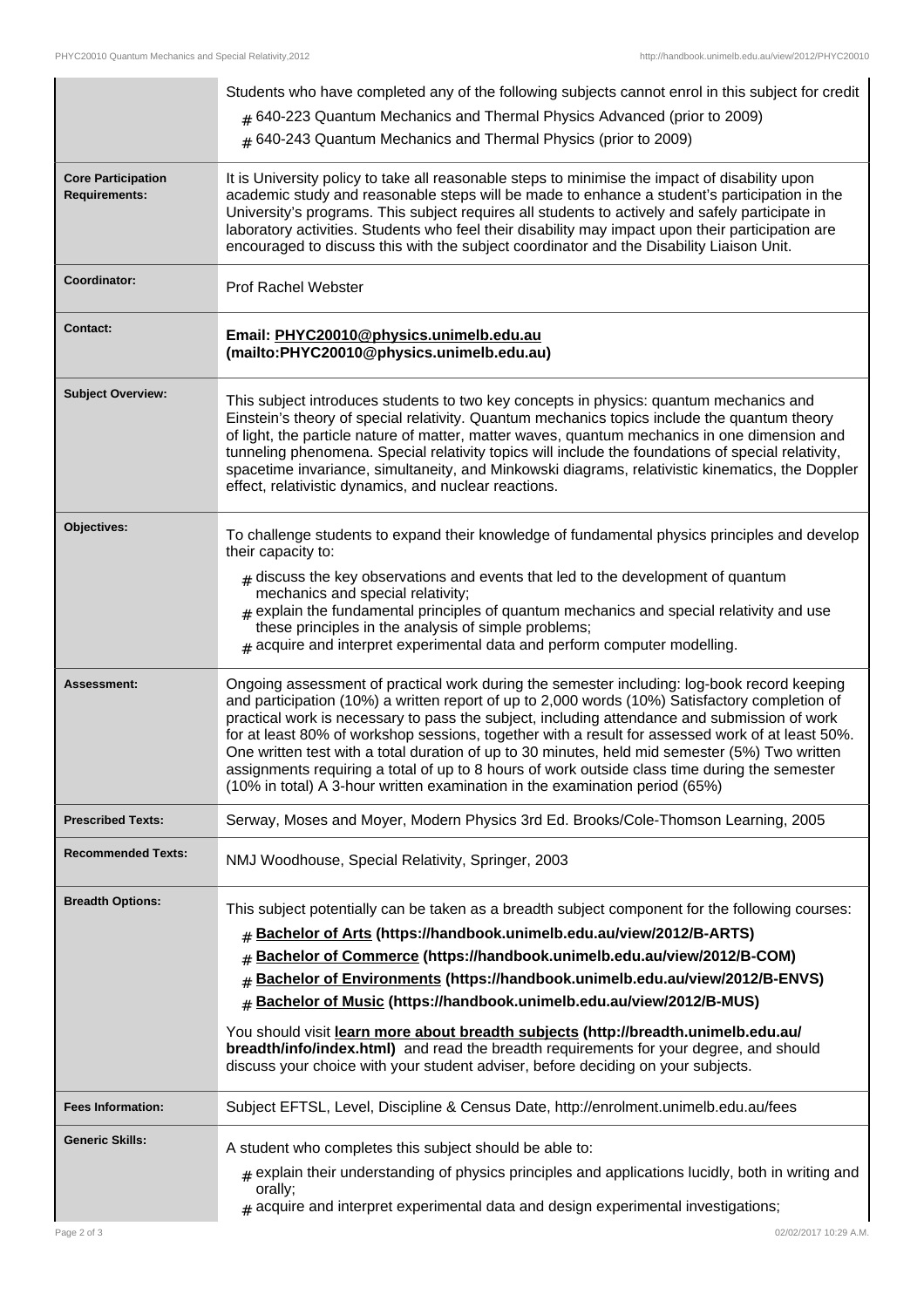| | |
|---|---|
| | Students who have completed any of the following subjects cannot enrol in this subject for credit<br># 640-223 Quantum Mechanics and Thermal Physics Advanced (prior to 2009)<br># 640-243 Quantum Mechanics and Thermal Physics (prior to 2009) |
| **Core Participation Requirements:** | It is University policy to take all reasonable steps to minimise the impact of disability upon academic study and reasonable steps will be made to enhance a student's participation in the University's programs. This subject requires all students to actively and safely participate in laboratory activities. Students who feel their disability may impact upon their participation are encouraged to discuss this with the subject coordinator and the Disability Liaison Unit. |
| **Coordinator:** | Prof Rachel Webster |
| **Contact:** | **Email: PHYC20010@physics.unimelb.edu.au (mailto:PHYC20010@physics.unimelb.edu.au)** |
| **Subject Overview:** | This subject introduces students to two key concepts in physics: quantum mechanics and Einstein's theory of special relativity. Quantum mechanics topics include the quantum theory of light, the particle nature of matter, matter waves, quantum mechanics in one dimension and tunneling phenomena. Special relativity topics will include the foundations of special relativity, spacetime invariance, simultaneity, and Minkowski diagrams, relativistic kinematics, the Doppler effect, relativistic dynamics, and nuclear reactions. |
| **Objectives:** | To challenge students to expand their knowledge of fundamental physics principles and develop their capacity to:<br># discuss the key observations and events that led to the development of quantum mechanics and special relativity;<br># explain the fundamental principles of quantum mechanics and special relativity and use these principles in the analysis of simple problems;<br># acquire and interpret experimental data and perform computer modelling. |
| **Assessment:** | Ongoing assessment of practical work during the semester including: log-book record keeping and participation (10%) a written report of up to 2,000 words (10%) Satisfactory completion of practical work is necessary to pass the subject, including attendance and submission of work for at least 80% of workshop sessions, together with a result for assessed work of at least 50%. One written test with a total duration of up to 30 minutes, held mid semester (5%) Two written assignments requiring a total of up to 8 hours of work outside class time during the semester (10% in total) A 3-hour written examination in the examination period (65%) |
| **Prescribed Texts:** | Serway, Moses and Moyer, Modern Physics 3rd Ed. Brooks/Cole-Thomson Learning, 2005 |
| **Recommended Texts:** | NMJ Woodhouse, Special Relativity, Springer, 2003 |
| **Breadth Options:** | This subject potentially can be taken as a breadth subject component for the following courses:<br># **Bachelor of Arts (https://handbook.unimelb.edu.au/view/2012/B-ARTS)**<br># **Bachelor of Commerce (https://handbook.unimelb.edu.au/view/2012/B-COM)**<br># **Bachelor of Environments (https://handbook.unimelb.edu.au/view/2012/B-ENVS)**<br># **Bachelor of Music (https://handbook.unimelb.edu.au/view/2012/B-MUS)**<br>You should visit **learn more about breadth subjects (http://breadth.unimelb.edu.au/breadth/info/index.html)** and read the breadth requirements for your degree, and should discuss your choice with your student adviser, before deciding on your subjects. |
| **Fees Information:** | Subject EFTSL, Level, Discipline & Census Date, http://enrolment.unimelb.edu.au/fees |
| **Generic Skills:** | A student who completes this subject should be able to:<br># explain their understanding of physics principles and applications lucidly, both in writing and orally;<br># acquire and interpret experimental data and design experimental investigations; |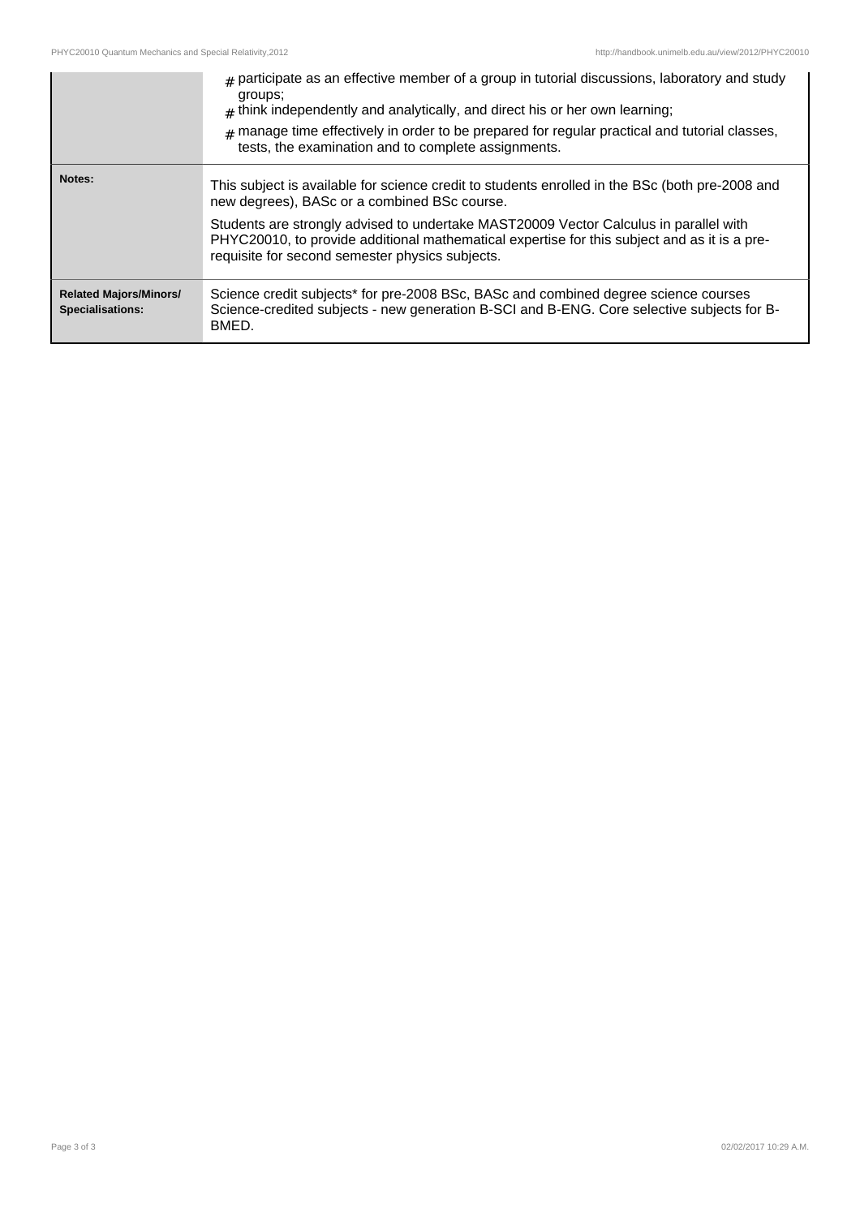| | |
|---|---|
| | # participate as an effective member of a group in tutorial discussions, laboratory and study groups;<br># think independently and analytically, and direct his or her own learning;<br># manage time effectively in order to be prepared for regular practical and tutorial classes, tests, the examination and to complete assignments. |
| **Notes:** | This subject is available for science credit to students enrolled in the BSc (both pre-2008 and new degrees), BASc or a combined BSc course.<br><br>Students are strongly advised to undertake MAST20009 Vector Calculus in parallel with PHYC20010, to provide additional mathematical expertise for this subject and as it is a pre-requisite for second semester physics subjects. |
| **Related Majors/Minors/ Specialisations:** | Science credit subjects* for pre-2008 BSc, BASc and combined degree science courses<br>Science-credited subjects - new generation B-SCI and B-ENG. Core selective subjects for B-BMED. |